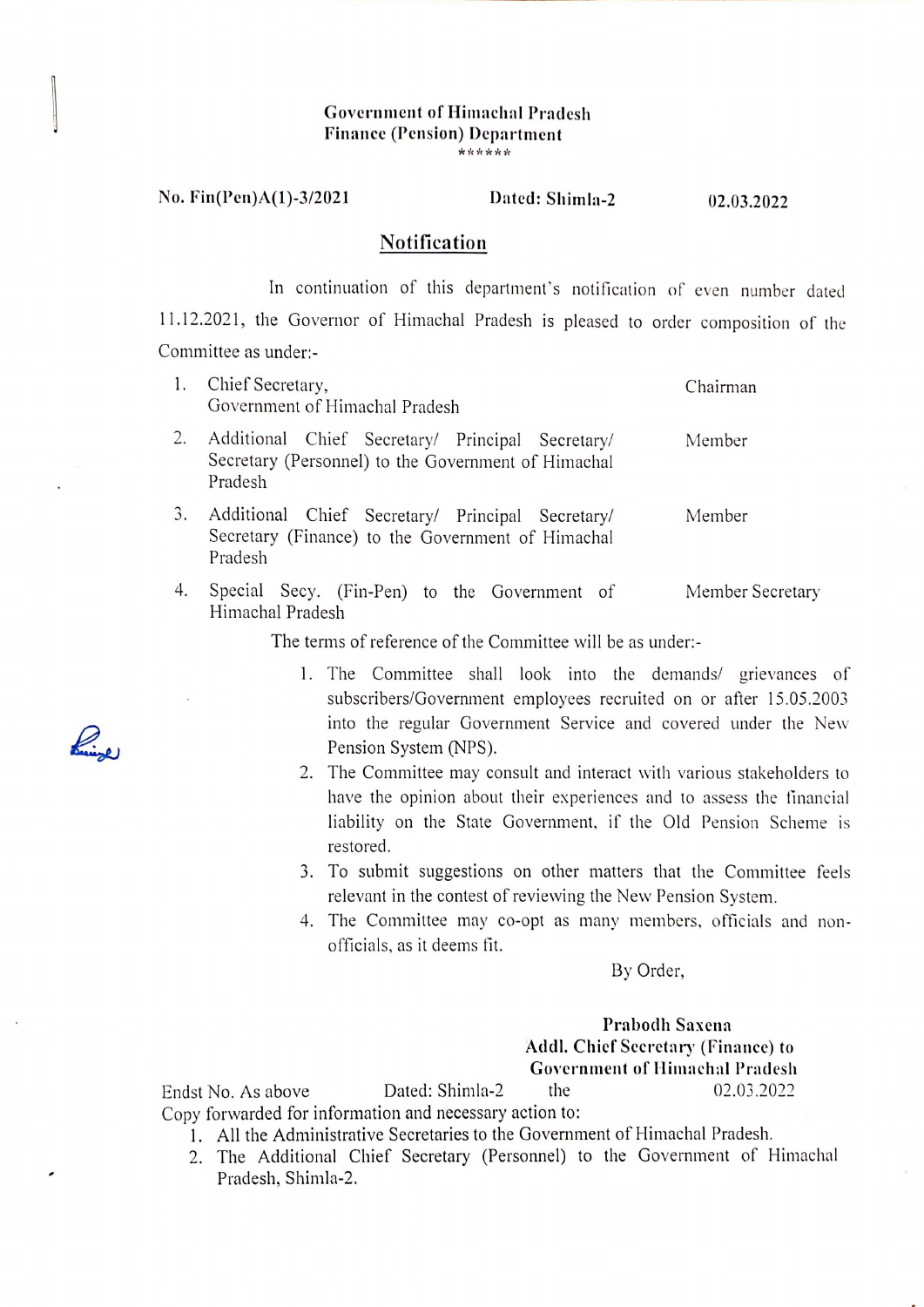**Government of Himachal Pradesh**
**Finance (Pension) Department**
\*\*\*\*\*\*

**No. Fin(Pen)A(1)-3/2021** **Dated: Shimla-2** **02.03.2022**

## Notification

In continuation of this department's notification of even number dated 11.12.2021, the Governor of Himachal Pradesh is pleased to order composition of the Committee as under:-

| | | |
|---|---|---|
| 1. | Chief Secretary, Government of Himachal Pradesh | Chairman |
| 2. | Additional Chief Secretary/ Principal Secretary/ Secretary (Personnel) to the Government of Himachal Pradesh | Member |
| 3. | Additional Chief Secretary/ Principal Secretary/ Secretary (Finance) to the Government of Himachal Pradesh | Member |
| 4. | Special Secy. (Fin-Pen) to the Government of Himachal Pradesh | Member Secretary |

The terms of reference of the Committee will be as under:-

1. The Committee shall look into the demands/ grievances of subscribers/Government employees recruited on or after 15.05.2003 into the regular Government Service and covered under the New Pension System (NPS).
2. The Committee may consult and interact with various stakeholders to have the opinion about their experiences and to assess the financial liability on the State Government, if the Old Pension Scheme is restored.
3. To submit suggestions on other matters that the Committee feels relevant in the contest of reviewing the New Pension System.
4. The Committee may co-opt as many members, officials and non-officials, as it deems fit.

By Order,

**Prabodh Saxena**
**Addl. Chief Secretary (Finance) to**
**Government of Himachal Pradesh**

Endst No. As above Dated: Shimla-2 the 02.03.2022

Copy forwarded for information and necessary action to:

1. All the Administrative Secretaries to the Government of Himachal Pradesh.
2. The Additional Chief Secretary (Personnel) to the Government of Himachal Pradesh, Shimla-2.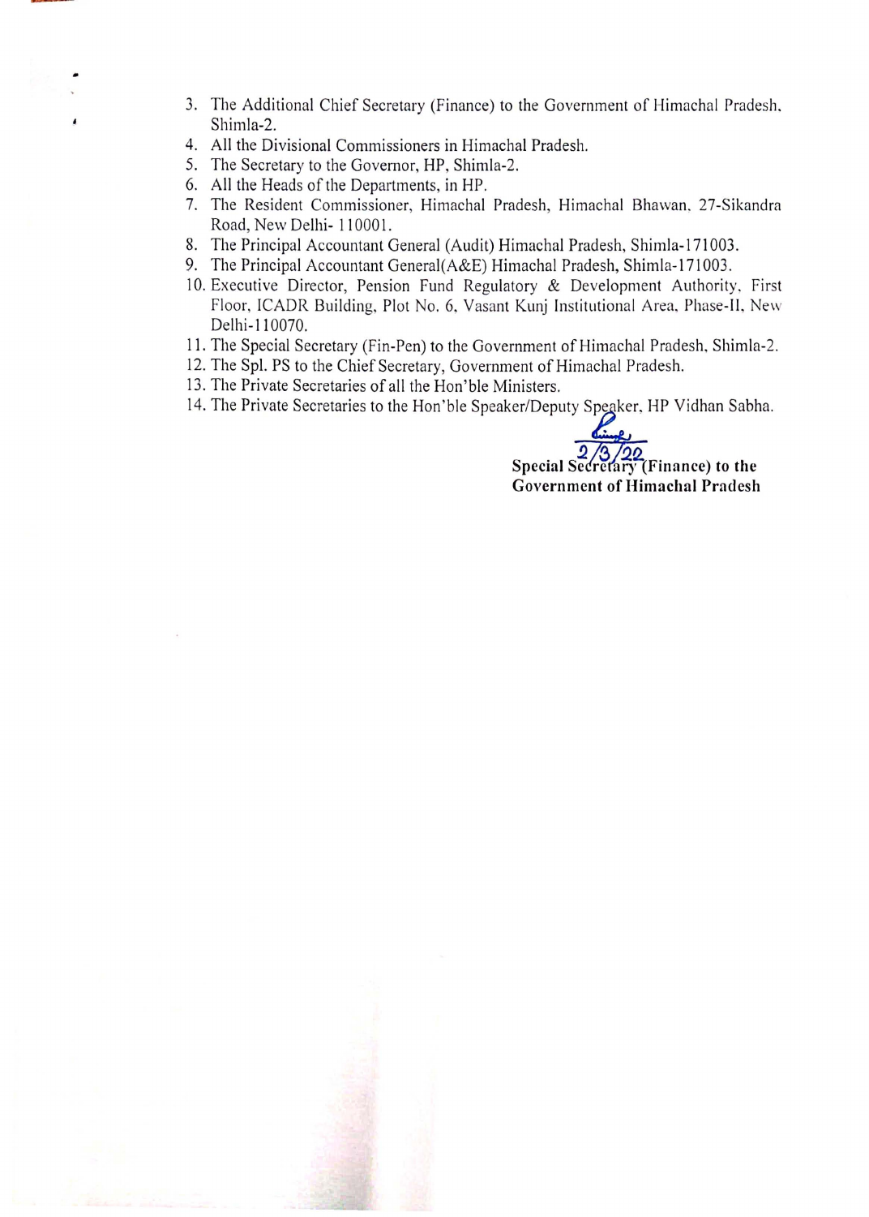3. The Additional Chief Secretary (Finance) to the Government of Himachal Pradesh, Shimla-2.
4. All the Divisional Commissioners in Himachal Pradesh.
5. The Secretary to the Governor, HP, Shimla-2.
6. All the Heads of the Departments, in HP.
7. The Resident Commissioner, Himachal Pradesh, Himachal Bhawan, 27-Sikandra Road, New Delhi- 110001.
8. The Principal Accountant General (Audit) Himachal Pradesh, Shimla-171003.
9. The Principal Accountant General(A&E) Himachal Pradesh, Shimla-171003.
10. Executive Director, Pension Fund Regulatory & Development Authority, First Floor, ICADR Building, Plot No. 6, Vasant Kunj Institutional Area, Phase-II, New Delhi-110070.
11. The Special Secretary (Fin-Pen) to the Government of Himachal Pradesh, Shimla-2.
12. The Spl. PS to the Chief Secretary, Government of Himachal Pradesh.
13. The Private Secretaries of all the Hon'ble Ministers.
14. The Private Secretaries to the Hon'ble Speaker/Deputy Speaker, HP Vidhan Sabha.

2/3/22

**Special Secretary (Finance) to the Government of Himachal Pradesh**